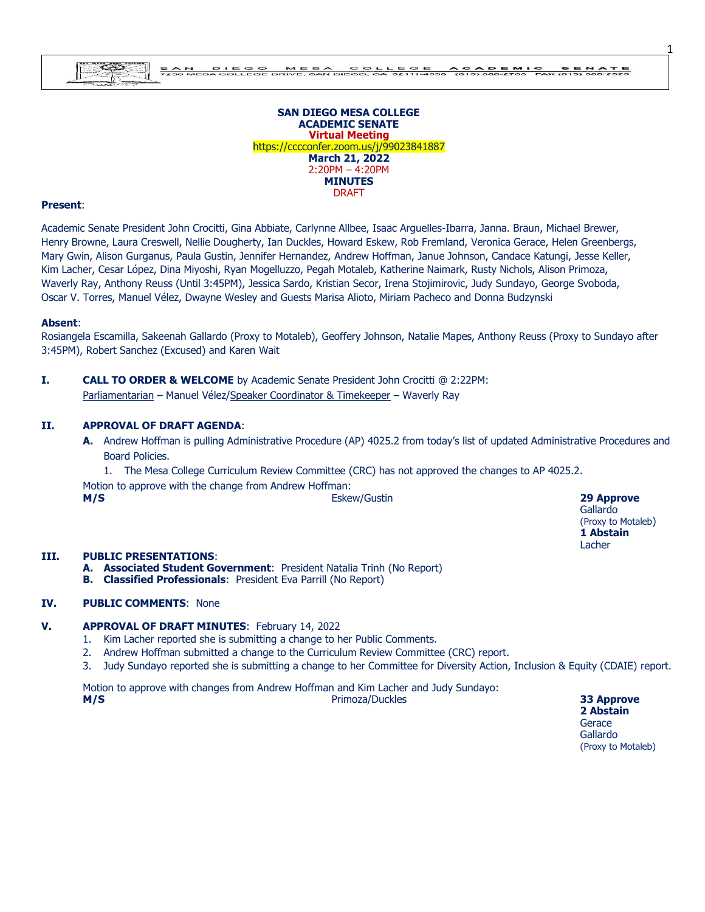SAN DIEGO MESA COLLEGE ACADEMIC SENATE
7250 MESA COLLEGE DRIVE, SAN DIEGO, CA 92111-4998 (619) 388-2733 FAX (619) 388-2929

**SAN DIEGO MESA COLLEGE**
**ACADEMIC SENATE**
**Virtual Meeting**
https://cccconfer.zoom.us/j/99023841887
**March 21, 2022**
2:20PM – 4:20PM
**MINUTES**
DRAFT

**Present**:

Academic Senate President John Crocitti, Gina Abbiate, Carlynne Allbee, Isaac Arguelles-Ibarra, Janna. Braun, Michael Brewer, Henry Browne, Laura Creswell, Nellie Dougherty, Ian Duckles, Howard Eskew, Rob Fremland, Veronica Gerace, Helen Greenbergs, Mary Gwin, Alison Gurganus, Paula Gustin, Jennifer Hernandez, Andrew Hoffman, Janue Johnson, Candace Katungi, Jesse Keller, Kim Lacher, Cesar López, Dina Miyoshi, Ryan Mogelluzzo, Pegah Motaleb, Katherine Naimark, Rusty Nichols, Alison Primoza, Waverly Ray, Anthony Reuss (Until 3:45PM), Jessica Sardo, Kristian Secor, Irena Stojimirovic, Judy Sundayo, George Svoboda, Oscar V. Torres, Manuel Vélez, Dwayne Wesley and Guests Marisa Alioto, Miriam Pacheco and Donna Budzynski

**Absent**:
Rosiangela Escamilla, Sakeenah Gallardo (Proxy to Motaleb), Geoffery Johnson, Natalie Mapes, Anthony Reuss (Proxy to Sundayo after 3:45PM), Robert Sanchez (Excused) and Karen Wait

**I. CALL TO ORDER & WELCOME** by Academic Senate President John Crocitti @ 2:22PM:
Parliamentarian – Manuel Vélez/Speaker Coordinator & Timekeeper – Waverly Ray

**II. APPROVAL OF DRAFT AGENDA**:

**A.** Andrew Hoffman is pulling Administrative Procedure (AP) 4025.2 from today's list of updated Administrative Procedures and Board Policies.

1. The Mesa College Curriculum Review Committee (CRC) has not approved the changes to AP 4025.2.

Motion to approve with the change from Andrew Hoffman:

**M/S** Eskew/Gustin — **29 Approve** Gallardo (Proxy to Motaleb); **1 Abstain** Lacher

**III. PUBLIC PRESENTATIONS**:

**A. Associated Student Government**: President Natalia Trinh (No Report)
**B. Classified Professionals**: President Eva Parrill (No Report)

**IV. PUBLIC COMMENTS**: None

**V. APPROVAL OF DRAFT MINUTES**: February 14, 2022

1. Kim Lacher reported she is submitting a change to her Public Comments.
2. Andrew Hoffman submitted a change to the Curriculum Review Committee (CRC) report.
3. Judy Sundayo reported she is submitting a change to her Committee for Diversity Action, Inclusion & Equity (CDAIE) report.

Motion to approve with changes from Andrew Hoffman and Kim Lacher and Judy Sundayo:

**M/S** Primoza/Duckles — **33 Approve**; **2 Abstain** Gerace, Gallardo (Proxy to Motaleb)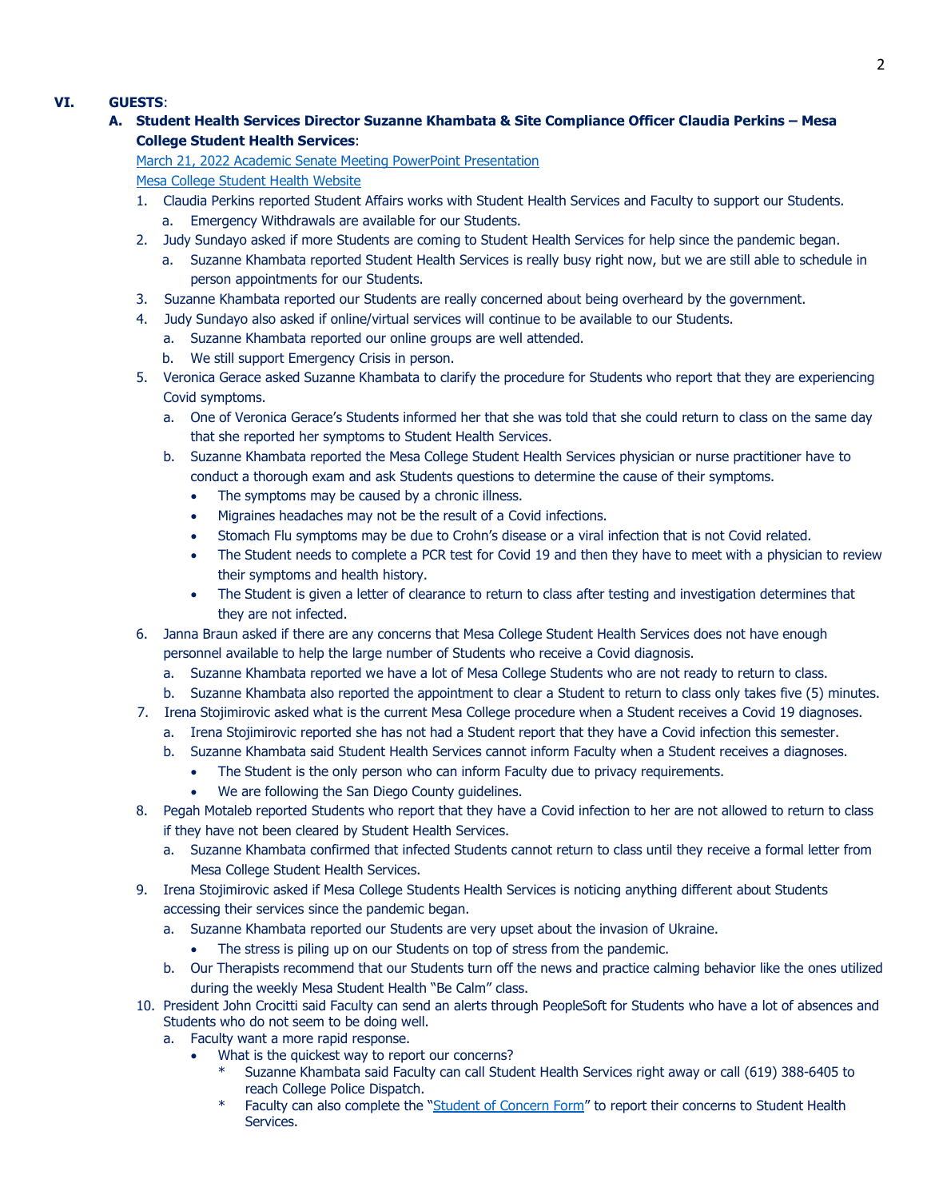## VI. GUESTS:

### A. Student Health Services Director Suzanne Khambata & Site Compliance Officer Claudia Perkins – Mesa College Student Health Services:

March 21, 2022 Academic Senate Meeting PowerPoint Presentation

Mesa College Student Health Website

1. Claudia Perkins reported Student Affairs works with Student Health Services and Faculty to support our Students.
   a. Emergency Withdrawals are available for our Students.
2. Judy Sundayo asked if more Students are coming to Student Health Services for help since the pandemic began.
   a. Suzanne Khambata reported Student Health Services is really busy right now, but we are still able to schedule in person appointments for our Students.
3. Suzanne Khambata reported our Students are really concerned about being overheard by the government.
4. Judy Sundayo also asked if online/virtual services will continue to be available to our Students.
   a. Suzanne Khambata reported our online groups are well attended.
   b. We still support Emergency Crisis in person.
5. Veronica Gerace asked Suzanne Khambata to clarify the procedure for Students who report that they are experiencing Covid symptoms.
   a. One of Veronica Gerace's Students informed her that she was told that she could return to class on the same day that she reported her symptoms to Student Health Services.
   b. Suzanne Khambata reported the Mesa College Student Health Services physician or nurse practitioner have to conduct a thorough exam and ask Students questions to determine the cause of their symptoms.
      - The symptoms may be caused by a chronic illness.
      - Migraines headaches may not be the result of a Covid infections.
      - Stomach Flu symptoms may be due to Crohn's disease or a viral infection that is not Covid related.
      - The Student needs to complete a PCR test for Covid 19 and then they have to meet with a physician to review their symptoms and health history.
      - The Student is given a letter of clearance to return to class after testing and investigation determines that they are not infected.
6. Janna Braun asked if there are any concerns that Mesa College Student Health Services does not have enough personnel available to help the large number of Students who receive a Covid diagnosis.
   a. Suzanne Khambata reported we have a lot of Mesa College Students who are not ready to return to class.
   b. Suzanne Khambata also reported the appointment to clear a Student to return to class only takes five (5) minutes.
7. Irena Stojimirovic asked what is the current Mesa College procedure when a Student receives a Covid 19 diagnoses.
   a. Irena Stojimirovic reported she has not had a Student report that they have a Covid infection this semester.
   b. Suzanne Khambata said Student Health Services cannot inform Faculty when a Student receives a diagnoses.
      - The Student is the only person who can inform Faculty due to privacy requirements.
      - We are following the San Diego County guidelines.
8. Pegah Motaleb reported Students who report that they have a Covid infection to her are not allowed to return to class if they have not been cleared by Student Health Services.
   a. Suzanne Khambata confirmed that infected Students cannot return to class until they receive a formal letter from Mesa College Student Health Services.
9. Irena Stojimirovic asked if Mesa College Students Health Services is noticing anything different about Students accessing their services since the pandemic began.
   a. Suzanne Khambata reported our Students are very upset about the invasion of Ukraine.
      - The stress is piling up on our Students on top of stress from the pandemic.
   b. Our Therapists recommend that our Students turn off the news and practice calming behavior like the ones utilized during the weekly Mesa Student Health "Be Calm" class.
10. President John Crocitti said Faculty can send an alerts through PeopleSoft for Students who have a lot of absences and Students who do not seem to be doing well.
    a. Faculty want a more rapid response.
       - What is the quickest way to report our concerns?
         * Suzanne Khambata said Faculty can call Student Health Services right away or call (619) 388-6405 to reach College Police Dispatch.
         * Faculty can also complete the "Student of Concern Form" to report their concerns to Student Health Services.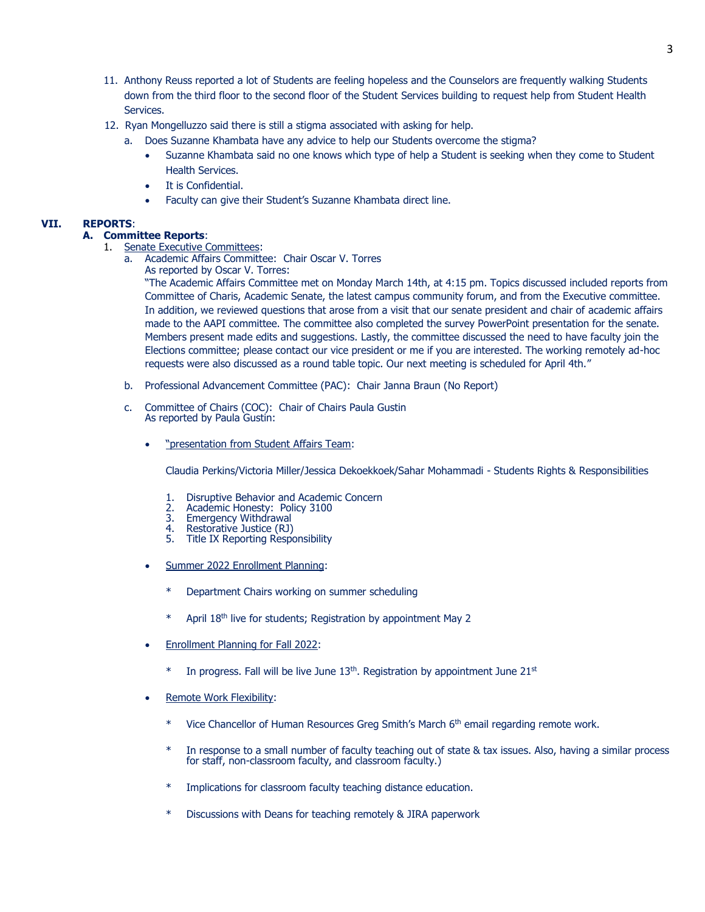11. Anthony Reuss reported a lot of Students are feeling hopeless and the Counselors are frequently walking Students down from the third floor to the second floor of the Student Services building to request help from Student Health Services.
12. Ryan Mongelluzzo said there is still a stigma associated with asking for help.
    a. Does Suzanne Khambata have any advice to help our Students overcome the stigma?
        - Suzanne Khambata said no one knows which type of help a Student is seeking when they come to Student Health Services.
        - It is Confidential.
        - Faculty can give their Student's Suzanne Khambata direct line.

## VII. REPORTS:

### A. Committee Reports:

1. Senate Executive Committees:
    a. Academic Affairs Committee: Chair Oscar V. Torres
       As reported by Oscar V. Torres:
       "The Academic Affairs Committee met on Monday March 14th, at 4:15 pm. Topics discussed included reports from Committee of Charis, Academic Senate, the latest campus community forum, and from the Executive committee. In addition, we reviewed questions that arose from a visit that our senate president and chair of academic affairs made to the AAPI committee. The committee also completed the survey PowerPoint presentation for the senate. Members present made edits and suggestions. Lastly, the committee discussed the need to have faculty join the Elections committee; please contact our vice president or me if you are interested. The working remotely ad-hoc requests were also discussed as a round table topic. Our next meeting is scheduled for April 4th."

    b. Professional Advancement Committee (PAC): Chair Janna Braun (No Report)

    c. Committee of Chairs (COC): Chair of Chairs Paula Gustin
       As reported by Paula Gustin:

        - "presentation from Student Affairs Team:

          Claudia Perkins/Victoria Miller/Jessica Dekoekkoek/Sahar Mohammadi - Students Rights & Responsibilities

            1. Disruptive Behavior and Academic Concern
            2. Academic Honesty: Policy 3100
            3. Emergency Withdrawal
            4. Restorative Justice (RJ)
            5. Title IX Reporting Responsibility

        - Summer 2022 Enrollment Planning:

            * Department Chairs working on summer scheduling

            * April 18th live for students; Registration by appointment May 2

        - Enrollment Planning for Fall 2022:

            * In progress. Fall will be live June 13th. Registration by appointment June 21st

        - Remote Work Flexibility:

            * Vice Chancellor of Human Resources Greg Smith's March 6th email regarding remote work.

            * In response to a small number of faculty teaching out of state & tax issues. Also, having a similar process for staff, non-classroom faculty, and classroom faculty.)

            * Implications for classroom faculty teaching distance education.

            * Discussions with Deans for teaching remotely & JIRA paperwork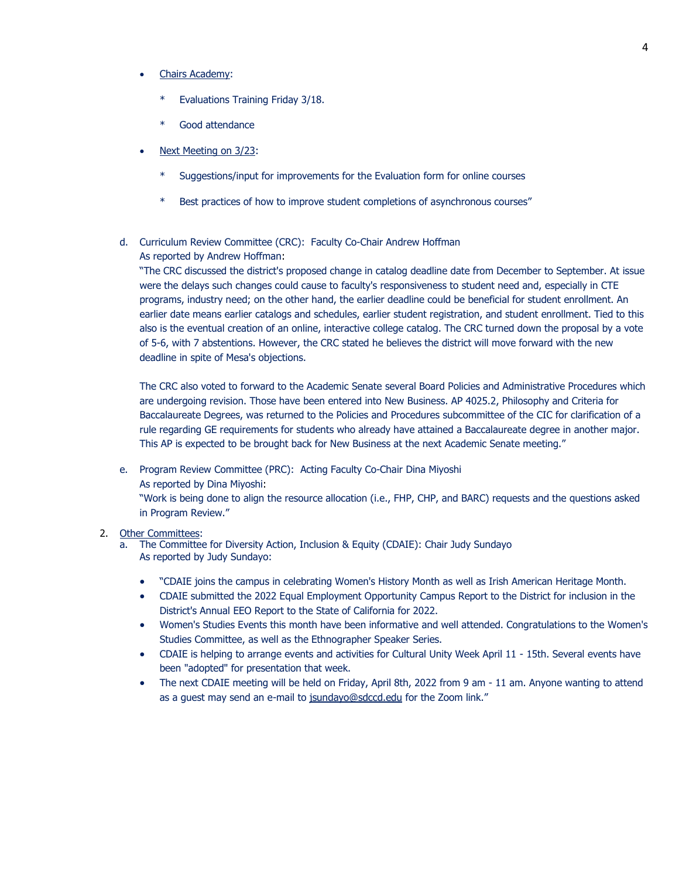- Chairs Academy:

    * Evaluations Training Friday 3/18.

    * Good attendance

- Next Meeting on 3/23:

    * Suggestions/input for improvements for the Evaluation form for online courses

    * Best practices of how to improve student completions of asynchronous courses"

d. Curriculum Review Committee (CRC): Faculty Co-Chair Andrew Hoffman
As reported by Andrew Hoffman:
"The CRC discussed the district's proposed change in catalog deadline date from December to September. At issue were the delays such changes could cause to faculty's responsiveness to student need and, especially in CTE programs, industry need; on the other hand, the earlier deadline could be beneficial for student enrollment. An earlier date means earlier catalogs and schedules, earlier student registration, and student enrollment. Tied to this also is the eventual creation of an online, interactive college catalog. The CRC turned down the proposal by a vote of 5-6, with 7 abstentions. However, the CRC stated he believes the district will move forward with the new deadline in spite of Mesa's objections.

The CRC also voted to forward to the Academic Senate several Board Policies and Administrative Procedures which are undergoing revision. Those have been entered into New Business. AP 4025.2, Philosophy and Criteria for Baccalaureate Degrees, was returned to the Policies and Procedures subcommittee of the CIC for clarification of a rule regarding GE requirements for students who already have attained a Baccalaureate degree in another major. This AP is expected to be brought back for New Business at the next Academic Senate meeting."

e. Program Review Committee (PRC): Acting Faculty Co-Chair Dina Miyoshi
As reported by Dina Miyoshi:
"Work is being done to align the resource allocation (i.e., FHP, CHP, and BARC) requests and the questions asked in Program Review."

2. Other Committees:
   a. The Committee for Diversity Action, Inclusion & Equity (CDAIE): Chair Judy Sundayo
   As reported by Judy Sundayo:

   - "CDAIE joins the campus in celebrating Women's History Month as well as Irish American Heritage Month.
   - CDAIE submitted the 2022 Equal Employment Opportunity Campus Report to the District for inclusion in the District's Annual EEO Report to the State of California for 2022.
   - Women's Studies Events this month have been informative and well attended. Congratulations to the Women's Studies Committee, as well as the Ethnographer Speaker Series.
   - CDAIE is helping to arrange events and activities for Cultural Unity Week April 11 - 15th. Several events have been "adopted" for presentation that week.
   - The next CDAIE meeting will be held on Friday, April 8th, 2022 from 9 am - 11 am. Anyone wanting to attend as a guest may send an e-mail to jsundayo@sdccd.edu for the Zoom link."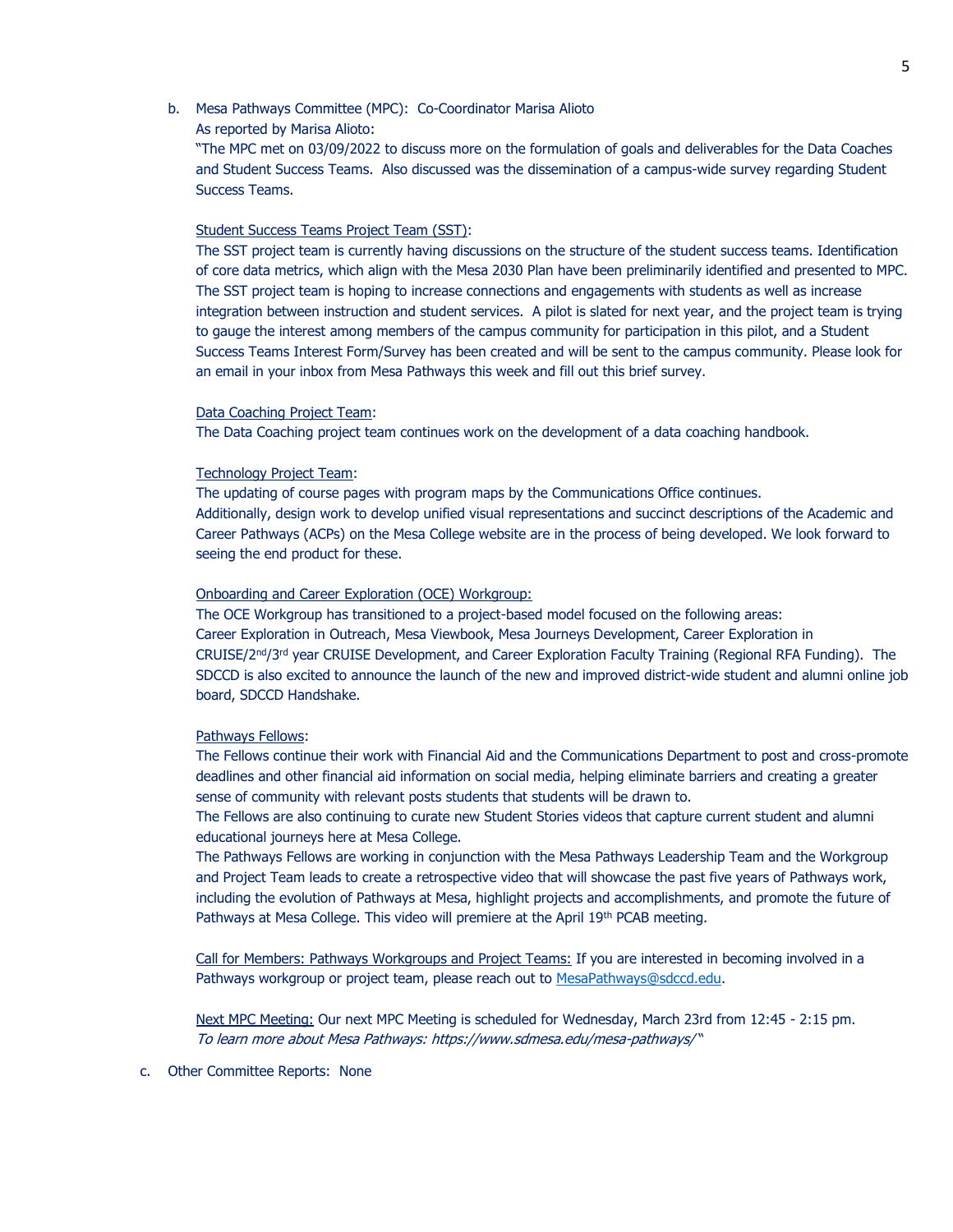b. Mesa Pathways Committee (MPC): Co-Coordinator Marisa Alioto

As reported by Marisa Alioto:

"The MPC met on 03/09/2022 to discuss more on the formulation of goals and deliverables for the Data Coaches and Student Success Teams. Also discussed was the dissemination of a campus-wide survey regarding Student Success Teams.

Student Success Teams Project Team (SST):

The SST project team is currently having discussions on the structure of the student success teams. Identification of core data metrics, which align with the Mesa 2030 Plan have been preliminarily identified and presented to MPC. The SST project team is hoping to increase connections and engagements with students as well as increase integration between instruction and student services. A pilot is slated for next year, and the project team is trying to gauge the interest among members of the campus community for participation in this pilot, and a Student Success Teams Interest Form/Survey has been created and will be sent to the campus community. Please look for an email in your inbox from Mesa Pathways this week and fill out this brief survey.

Data Coaching Project Team:

The Data Coaching project team continues work on the development of a data coaching handbook.

Technology Project Team:

The updating of course pages with program maps by the Communications Office continues.

Additionally, design work to develop unified visual representations and succinct descriptions of the Academic and Career Pathways (ACPs) on the Mesa College website are in the process of being developed. We look forward to seeing the end product for these.

Onboarding and Career Exploration (OCE) Workgroup:

The OCE Workgroup has transitioned to a project-based model focused on the following areas:
Career Exploration in Outreach, Mesa Viewbook, Mesa Journeys Development, Career Exploration in CRUISE/2nd/3rd year CRUISE Development, and Career Exploration Faculty Training (Regional RFA Funding). The SDCCD is also excited to announce the launch of the new and improved district-wide student and alumni online job board, SDCCD Handshake.

Pathways Fellows:

The Fellows continue their work with Financial Aid and the Communications Department to post and cross-promote deadlines and other financial aid information on social media, helping eliminate barriers and creating a greater sense of community with relevant posts students that students will be drawn to.

The Fellows are also continuing to curate new Student Stories videos that capture current student and alumni educational journeys here at Mesa College.

The Pathways Fellows are working in conjunction with the Mesa Pathways Leadership Team and the Workgroup and Project Team leads to create a retrospective video that will showcase the past five years of Pathways work, including the evolution of Pathways at Mesa, highlight projects and accomplishments, and promote the future of Pathways at Mesa College. This video will premiere at the April 19th PCAB meeting.

Call for Members: Pathways Workgroups and Project Teams: If you are interested in becoming involved in a Pathways workgroup or project team, please reach out to MesaPathways@sdccd.edu.

Next MPC Meeting: Our next MPC Meeting is scheduled for Wednesday, March 23rd from 12:45 - 2:15 pm.
*To learn more about Mesa Pathways: https://www.sdmesa.edu/mesa-pathways/*"

c. Other Committee Reports: None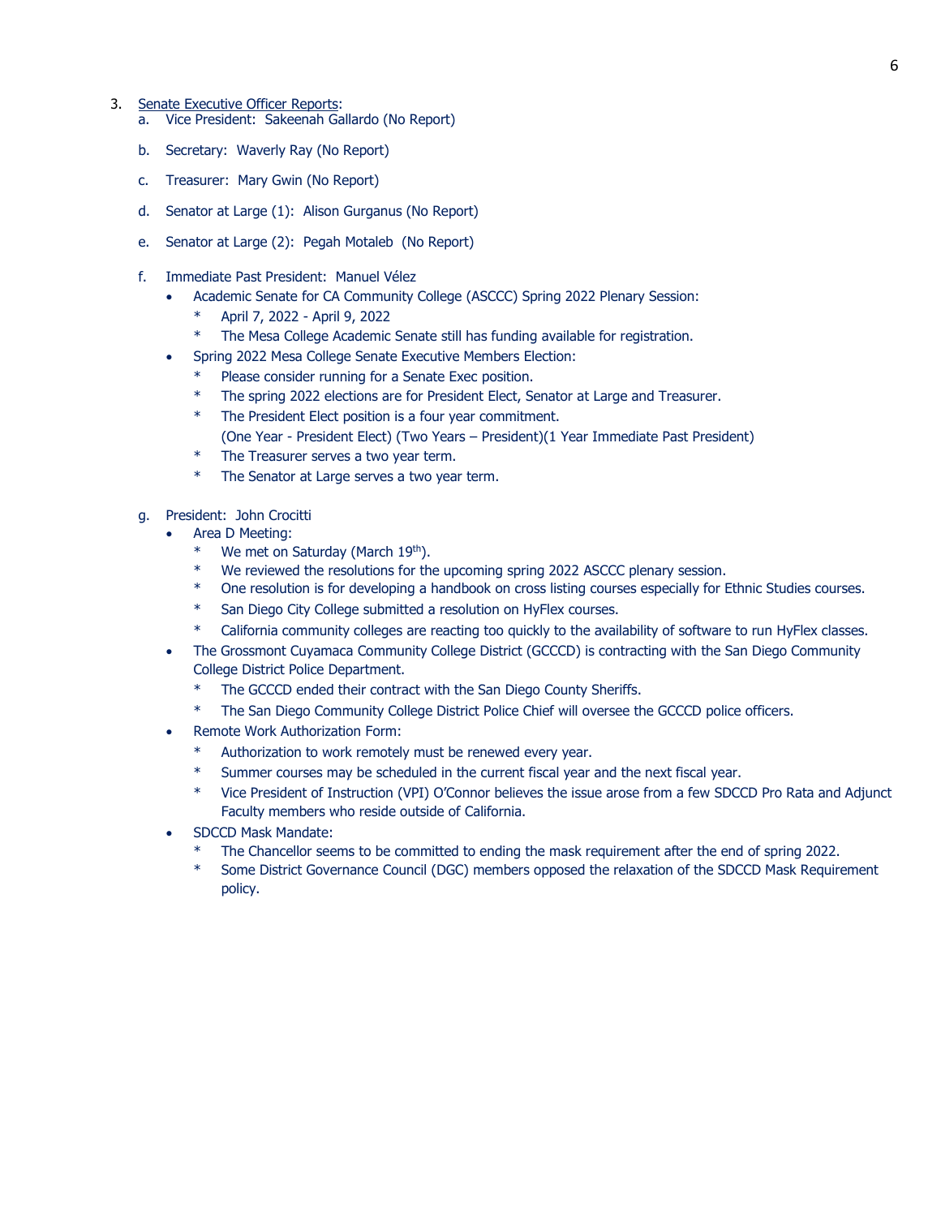3. <u>Senate Executive Officer Reports</u>:
   a. Vice President: Sakeenah Gallardo (No Report)

   b. Secretary: Waverly Ray (No Report)

   c. Treasurer: Mary Gwin (No Report)

   d. Senator at Large (1): Alison Gurganus (No Report)

   e. Senator at Large (2): Pegah Motaleb (No Report)

   f. Immediate Past President: Manuel Vélez
      - Academic Senate for CA Community College (ASCCC) Spring 2022 Plenary Session:
        - * April 7, 2022 - April 9, 2022
        - * The Mesa College Academic Senate still has funding available for registration.
      - Spring 2022 Mesa College Senate Executive Members Election:
        - * Please consider running for a Senate Exec position.
        - * The spring 2022 elections are for President Elect, Senator at Large and Treasurer.
        - * The President Elect position is a four year commitment.
          (One Year - President Elect) (Two Years – President)(1 Year Immediate Past President)
        - * The Treasurer serves a two year term.
        - * The Senator at Large serves a two year term.

   g. President: John Crocitti
      - Area D Meeting:
        - * We met on Saturday (March 19th).
        - * We reviewed the resolutions for the upcoming spring 2022 ASCCC plenary session.
        - * One resolution is for developing a handbook on cross listing courses especially for Ethnic Studies courses.
        - * San Diego City College submitted a resolution on HyFlex courses.
        - * California community colleges are reacting too quickly to the availability of software to run HyFlex classes.
      - The Grossmont Cuyamaca Community College District (GCCCD) is contracting with the San Diego Community College District Police Department.
        - * The GCCCD ended their contract with the San Diego County Sheriffs.
        - * The San Diego Community College District Police Chief will oversee the GCCCD police officers.
      - Remote Work Authorization Form:
        - * Authorization to work remotely must be renewed every year.
        - * Summer courses may be scheduled in the current fiscal year and the next fiscal year.
        - * Vice President of Instruction (VPI) O'Connor believes the issue arose from a few SDCCD Pro Rata and Adjunct Faculty members who reside outside of California.
      - SDCCD Mask Mandate:
        - * The Chancellor seems to be committed to ending the mask requirement after the end of spring 2022.
        - * Some District Governance Council (DGC) members opposed the relaxation of the SDCCD Mask Requirement policy.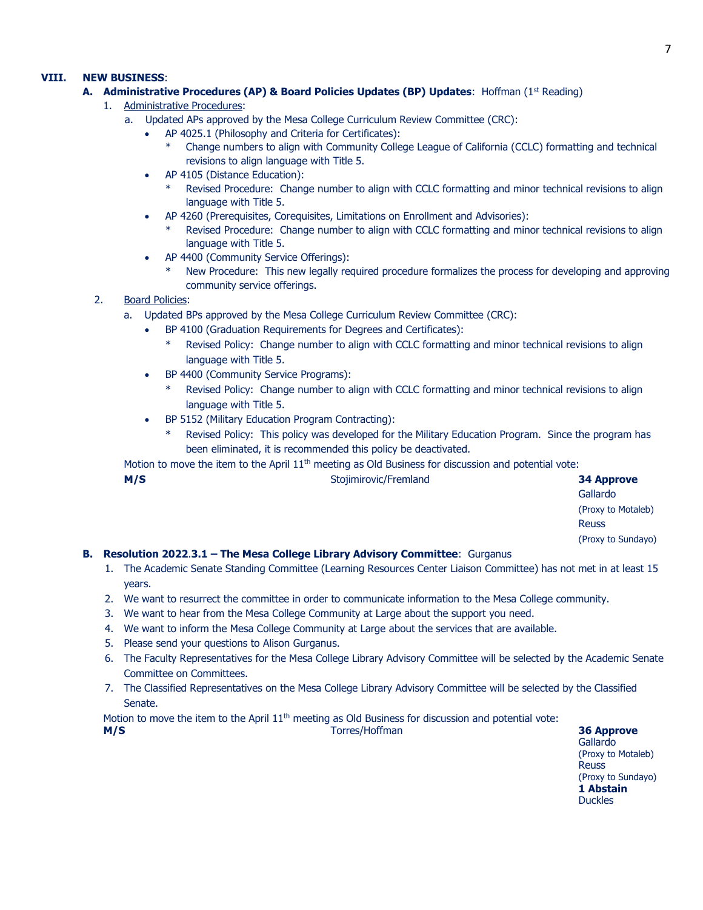## VIII. NEW BUSINESS:

**A. Administrative Procedures (AP) & Board Policies Updates (BP) Updates**: Hoffman (1st Reading)

1. Administrative Procedures:
   a. Updated APs approved by the Mesa College Curriculum Review Committee (CRC):
      - AP 4025.1 (Philosophy and Criteria for Certificates):
        * Change numbers to align with Community College League of California (CCLC) formatting and technical revisions to align language with Title 5.
      - AP 4105 (Distance Education):
        * Revised Procedure: Change number to align with CCLC formatting and minor technical revisions to align language with Title 5.
      - AP 4260 (Prerequisites, Corequisites, Limitations on Enrollment and Advisories):
        * Revised Procedure: Change number to align with CCLC formatting and minor technical revisions to align language with Title 5.
      - AP 4400 (Community Service Offerings):
        * New Procedure: This new legally required procedure formalizes the process for developing and approving community service offerings.
2. Board Policies:
   a. Updated BPs approved by the Mesa College Curriculum Review Committee (CRC):
      - BP 4100 (Graduation Requirements for Degrees and Certificates):
        * Revised Policy: Change number to align with CCLC formatting and minor technical revisions to align language with Title 5.
      - BP 4400 (Community Service Programs):
        * Revised Policy: Change number to align with CCLC formatting and minor technical revisions to align language with Title 5.
      - BP 5152 (Military Education Program Contracting):
        * Revised Policy: This policy was developed for the Military Education Program. Since the program has been eliminated, it is recommended this policy be deactivated.

   Motion to move the item to the April 11th meeting as Old Business for discussion and potential vote:

   **M/S** Stojimirovic/Fremland

   **34 Approve**
   Gallardo
   (Proxy to Motaleb)
   Reuss
   (Proxy to Sundayo)

**B. Resolution 2022.3.1 – The Mesa College Library Advisory Committee**: Gurganus

1. The Academic Senate Standing Committee (Learning Resources Center Liaison Committee) has not met in at least 15 years.
2. We want to resurrect the committee in order to communicate information to the Mesa College community.
3. We want to hear from the Mesa College Community at Large about the support you need.
4. We want to inform the Mesa College Community at Large about the services that are available.
5. Please send your questions to Alison Gurganus.
6. The Faculty Representatives for the Mesa College Library Advisory Committee will be selected by the Academic Senate Committee on Committees.
7. The Classified Representatives on the Mesa College Library Advisory Committee will be selected by the Classified Senate.

Motion to move the item to the April 11th meeting as Old Business for discussion and potential vote:

**M/S** Torres/Hoffman

**36 Approve**
Gallardo
(Proxy to Motaleb)
Reuss
(Proxy to Sundayo)
**1 Abstain**
Duckles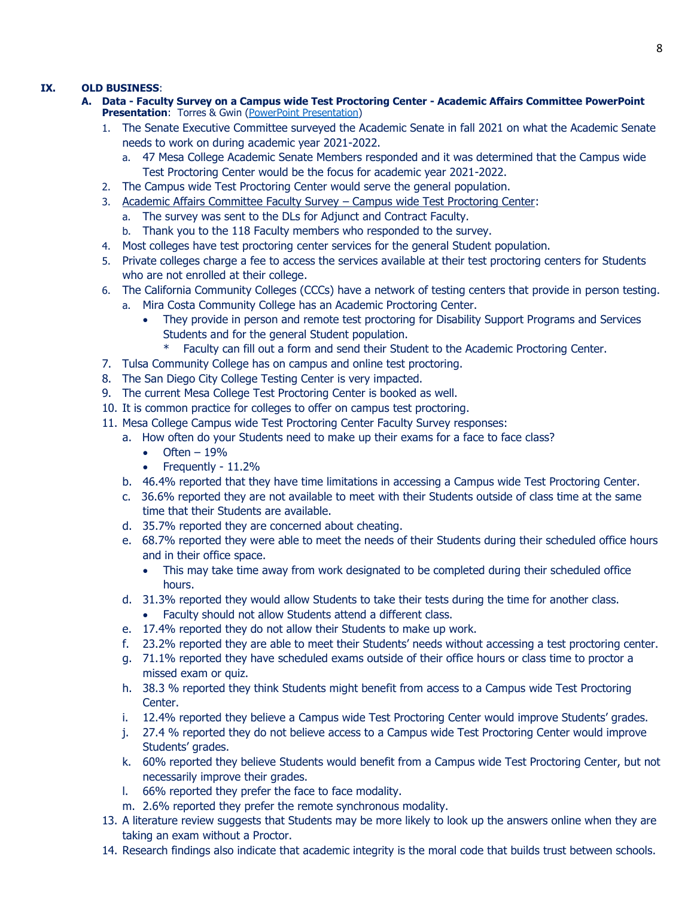**IX. OLD BUSINESS**:

**A. Data - Faculty Survey on a Campus wide Test Proctoring Center - Academic Affairs Committee PowerPoint Presentation**: Torres & Gwin (PowerPoint Presentation)

1. The Senate Executive Committee surveyed the Academic Senate in fall 2021 on what the Academic Senate needs to work on during academic year 2021-2022.
   a. 47 Mesa College Academic Senate Members responded and it was determined that the Campus wide Test Proctoring Center would be the focus for academic year 2021-2022.
2. The Campus wide Test Proctoring Center would serve the general population.
3. Academic Affairs Committee Faculty Survey – Campus wide Test Proctoring Center:
   a. The survey was sent to the DLs for Adjunct and Contract Faculty.
   b. Thank you to the 118 Faculty members who responded to the survey.
4. Most colleges have test proctoring center services for the general Student population.
5. Private colleges charge a fee to access the services available at their test proctoring centers for Students who are not enrolled at their college.
6. The California Community Colleges (CCCs) have a network of testing centers that provide in person testing.
   a. Mira Costa Community College has an Academic Proctoring Center.
      - They provide in person and remote test proctoring for Disability Support Programs and Services Students and for the general Student population.
        * Faculty can fill out a form and send their Student to the Academic Proctoring Center.
7. Tulsa Community College has on campus and online test proctoring.
8. The San Diego City College Testing Center is very impacted.
9. The current Mesa College Test Proctoring Center is booked as well.
10. It is common practice for colleges to offer on campus test proctoring.
11. Mesa College Campus wide Test Proctoring Center Faculty Survey responses:
    a. How often do your Students need to make up their exams for a face to face class?
       - Often – 19%
       - Frequently - 11.2%
    b. 46.4% reported that they have time limitations in accessing a Campus wide Test Proctoring Center.
    c. 36.6% reported they are not available to meet with their Students outside of class time at the same time that their Students are available.
    d. 35.7% reported they are concerned about cheating.
    e. 68.7% reported they were able to meet the needs of their Students during their scheduled office hours and in their office space.
       - This may take time away from work designated to be completed during their scheduled office hours.
    d. 31.3% reported they would allow Students to take their tests during the time for another class.
       - Faculty should not allow Students attend a different class.
    e. 17.4% reported they do not allow their Students to make up work.
    f. 23.2% reported they are able to meet their Students' needs without accessing a test proctoring center.
    g. 71.1% reported they have scheduled exams outside of their office hours or class time to proctor a missed exam or quiz.
    h. 38.3 % reported they think Students might benefit from access to a Campus wide Test Proctoring Center.
    i. 12.4% reported they believe a Campus wide Test Proctoring Center would improve Students' grades.
    j. 27.4 % reported they do not believe access to a Campus wide Test Proctoring Center would improve Students' grades.
    k. 60% reported they believe Students would benefit from a Campus wide Test Proctoring Center, but not necessarily improve their grades.
    l. 66% reported they prefer the face to face modality.
    m. 2.6% reported they prefer the remote synchronous modality.
13. A literature review suggests that Students may be more likely to look up the answers online when they are taking an exam without a Proctor.
14. Research findings also indicate that academic integrity is the moral code that builds trust between schools.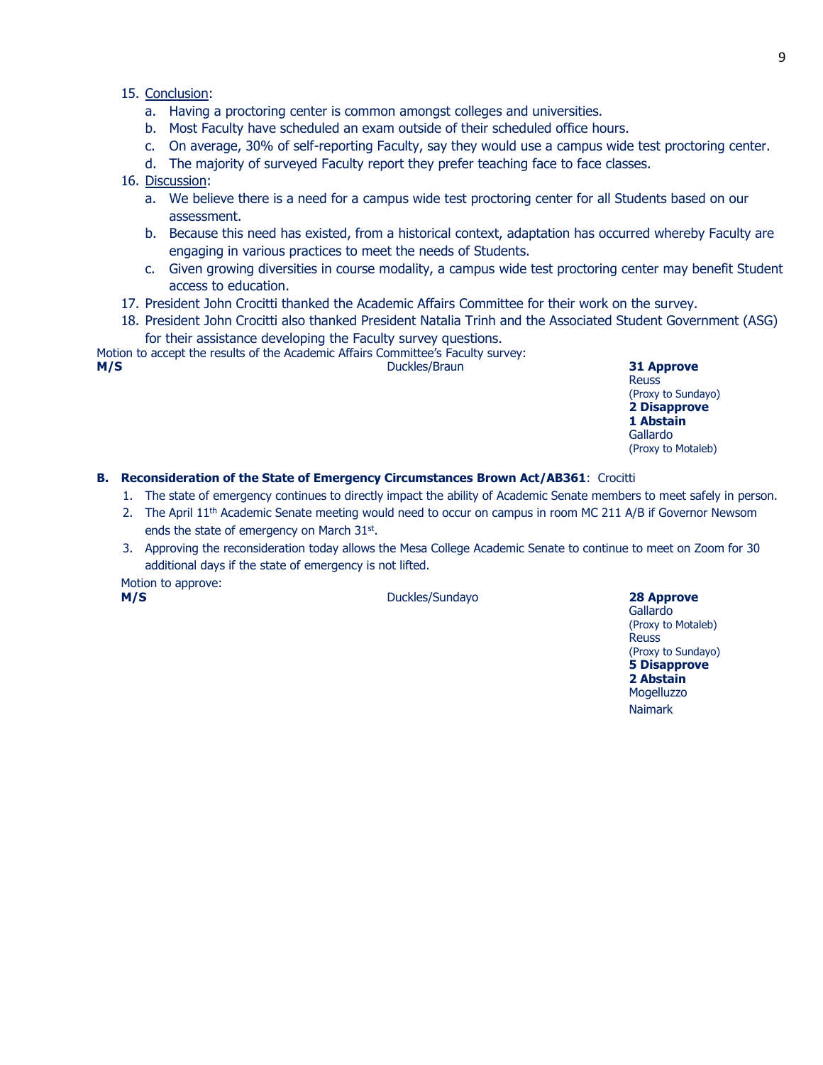15. Conclusion:
    a. Having a proctoring center is common amongst colleges and universities.
    b. Most Faculty have scheduled an exam outside of their scheduled office hours.
    c. On average, 30% of self-reporting Faculty, say they would use a campus wide test proctoring center.
    d. The majority of surveyed Faculty report they prefer teaching face to face classes.
16. Discussion:
    a. We believe there is a need for a campus wide test proctoring center for all Students based on our assessment.
    b. Because this need has existed, from a historical context, adaptation has occurred whereby Faculty are engaging in various practices to meet the needs of Students.
    c. Given growing diversities in course modality, a campus wide test proctoring center may benefit Student access to education.
17. President John Crocitti thanked the Academic Affairs Committee for their work on the survey.
18. President John Crocitti also thanked President Natalia Trinh and the Associated Student Government (ASG) for their assistance developing the Faculty survey questions.

Motion to accept the results of the Academic Affairs Committee's Faculty survey:

**M/S** Duckles/Braun

**31 Approve**
Reuss
(Proxy to Sundayo)
**2 Disapprove**
**1 Abstain**
Gallardo
(Proxy to Motaleb)

**B. Reconsideration of the State of Emergency Circumstances Brown Act/AB361**: Crocitti

1. The state of emergency continues to directly impact the ability of Academic Senate members to meet safely in person.
2. The April 11th Academic Senate meeting would need to occur on campus in room MC 211 A/B if Governor Newsom ends the state of emergency on March 31st.
3. Approving the reconsideration today allows the Mesa College Academic Senate to continue to meet on Zoom for 30 additional days if the state of emergency is not lifted.

Motion to approve:

**M/S** Duckles/Sundayo

**28 Approve**
Gallardo
(Proxy to Motaleb)
Reuss
(Proxy to Sundayo)
**5 Disapprove**
**2 Abstain**
Mogelluzzo
Naimark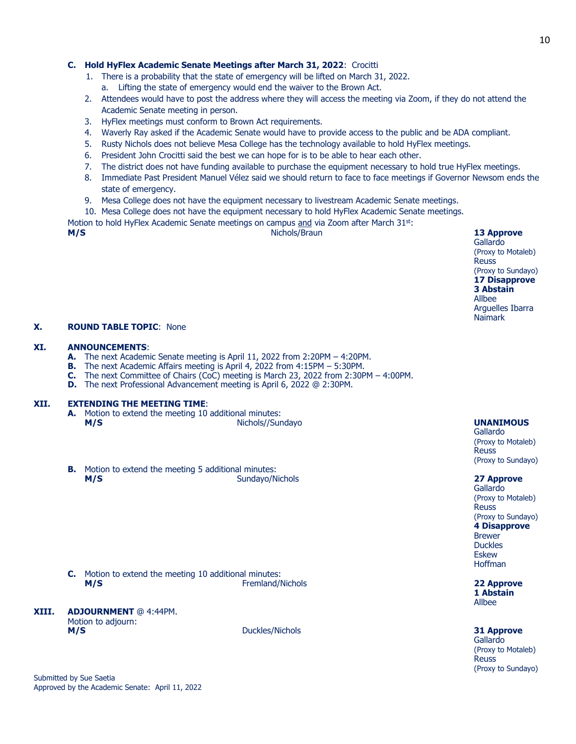**C. Hold HyFlex Academic Senate Meetings after March 31, 2022**: Crocitti

1. There is a probability that the state of emergency will be lifted on March 31, 2022.
   a. Lifting the state of emergency would end the waiver to the Brown Act.
2. Attendees would have to post the address where they will access the meeting via Zoom, if they do not attend the Academic Senate meeting in person.
3. HyFlex meetings must conform to Brown Act requirements.
4. Waverly Ray asked if the Academic Senate would have to provide access to the public and be ADA compliant.
5. Rusty Nichols does not believe Mesa College has the technology available to hold HyFlex meetings.
6. President John Crocitti said the best we can hope for is to be able to hear each other.
7. The district does not have funding available to purchase the equipment necessary to hold true HyFlex meetings.
8. Immediate Past President Manuel Vélez said we should return to face to face meetings if Governor Newsom ends the state of emergency.
9. Mesa College does not have the equipment necessary to livestream Academic Senate meetings.
10. Mesa College does not have the equipment necessary to hold HyFlex Academic Senate meetings.

Motion to hold HyFlex Academic Senate meetings on campus and via Zoom after March 31st:

**M/S** Nichols/Braun

**13 Approve**
Gallardo
(Proxy to Motaleb)
Reuss
(Proxy to Sundayo)
**17 Disapprove**
**3 Abstain**
Allbee
Arguelles Ibarra
Naimark

## X. ROUND TABLE TOPIC: None

## XI. ANNOUNCEMENTS:

**A.** The next Academic Senate meeting is April 11, 2022 from 2:20PM – 4:20PM.
**B.** The next Academic Affairs meeting is April 4, 2022 from 4:15PM – 5:30PM.
**C.** The next Committee of Chairs (CoC) meeting is March 23, 2022 from 2:30PM – 4:00PM.
**D.** The next Professional Advancement meeting is April 6, 2022 @ 2:30PM.

## XII. EXTENDING THE MEETING TIME:

**A.** Motion to extend the meeting 10 additional minutes:

**M/S** Nichols//Sundayo

**UNANIMOUS**
Gallardo
(Proxy to Motaleb)
Reuss
(Proxy to Sundayo)

**B.** Motion to extend the meeting 5 additional minutes:

**M/S** Sundayo/Nichols

**27 Approve**
Gallardo
(Proxy to Motaleb)
Reuss
(Proxy to Sundayo)
**4 Disapprove**
Brewer
Duckles
Eskew
Hoffman

**C.** Motion to extend the meeting 10 additional minutes:

**M/S** Fremland/Nichols

**22 Approve**
**1 Abstain**
Allbee

## XIII. ADJOURNMENT @ 4:44PM.

Motion to adjourn:

**M/S** Duckles/Nichols

**31 Approve**
Gallardo
(Proxy to Motaleb)
Reuss
(Proxy to Sundayo)

Submitted by Sue Saetia
Approved by the Academic Senate: April 11, 2022